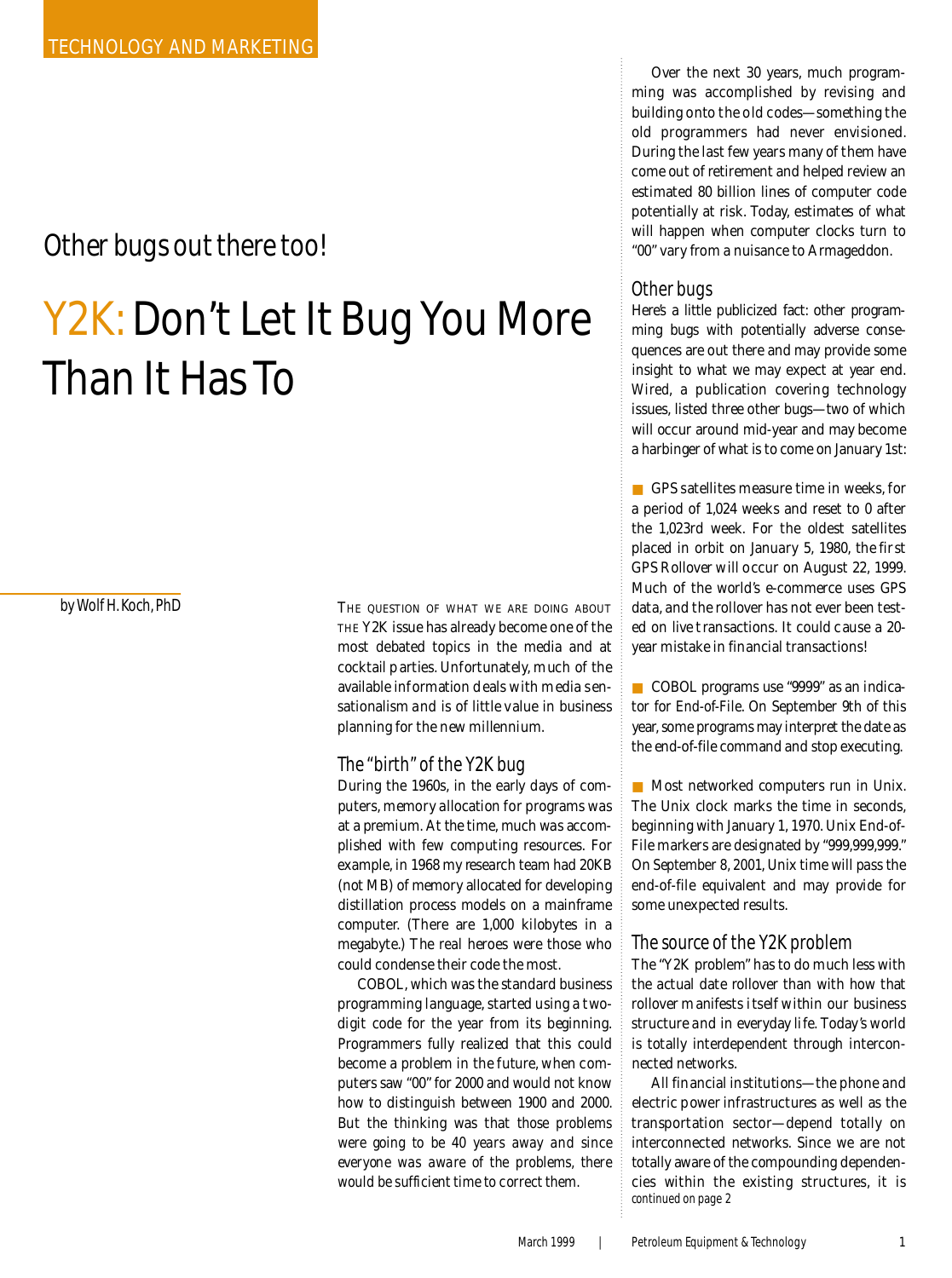TECHNOLOGY AND MARKETING

Other bugs out there too!

# Y2K: Don't Let It Bug You More Than It Has To

by Wolf H. Koch, PhD

THE QUESTION OF WHAT WE ARE DOING ABOUT THE Y2K issue has already become one of the most debated topics in the media and at cocktail parties. Unfortunately, much of the available information deals with media sensationalism and is of little value in business planning for the new millennium.

## The "birth" of the Y2K bug

During the 1960s, in the early days of computers, memory allocation for programs was at a premium. At the time, much was accomplished with few computing resources. For example, in 1968 my research team had 20KB (not MB) of memory allocated for developing distillation process models on a mainframe computer. (There are 1,000 kilobytes in a megabyte.) The real heroes were those who could condense their code the most.

COBOL, which was the standard business programming language, started using a two-digit code for the year from its beginning. Programmers fully realized that this could become a problem in the future, when computers saw "00" for 2000 and would not know how to distinguish between 1900 and 2000. But the thinking was that those problems were going to be 40 years away and since everyone was aware of the problems, there would be sufficient time to correct them.

Over the next 30 years, much programming was accomplished by revising and building onto the old codes—something the old programmers had never envisioned. During the last few years many of them have come out of retirement and helped review an estimated 80 billion lines of computer code potentially at risk. Today, estimates of what will happen when computer clocks turn to "00" vary from a nuisance to Armageddon.

## Other bugs

Here's a little publicized fact: other programming bugs with potentially adverse consequences are out there and may provide some insight to what we may expect at year end. Wired, a publication covering technology issues, listed three other bugs—two of which will occur around mid-year and may become a harbinger of what is to come on January 1st:

- GPS satellites measure time in weeks, for a period of 1,024 weeks and reset to 0 after the 1,023rd week. For the oldest satellites placed in orbit on January 5, 1980, the first GPS Rollover will occur on August 22, 1999. Much of the world's e-commerce uses GPS data, and the rollover has not ever been tested on live transactions. It could cause a 20-year mistake in financial transactions!

- COBOL programs use "9999" as an indicator for End-of-File. On September 9th of this year, some programs may interpret the date as the end-of-file command and stop executing.

- Most networked computers run in Unix. The Unix clock marks the time in seconds, beginning with January 1, 1970. Unix End-of-File markers are designated by "999,999,999." On September 8, 2001, Unix time will pass the end-of-file equivalent and may provide for some unexpected results.

## The source of the Y2K problem

The "Y2K problem" has to do much less with the actual date rollover than with how that rollover manifests itself within our business structure and in everyday life. Today's world is totally interdependent through interconnected networks.

All financial institutions—the phone and electric power infrastructures as well as the transportation sector—depend totally on interconnected networks. Since we are not totally aware of the compounding dependencies within the existing structures, it is

*continued on page 2*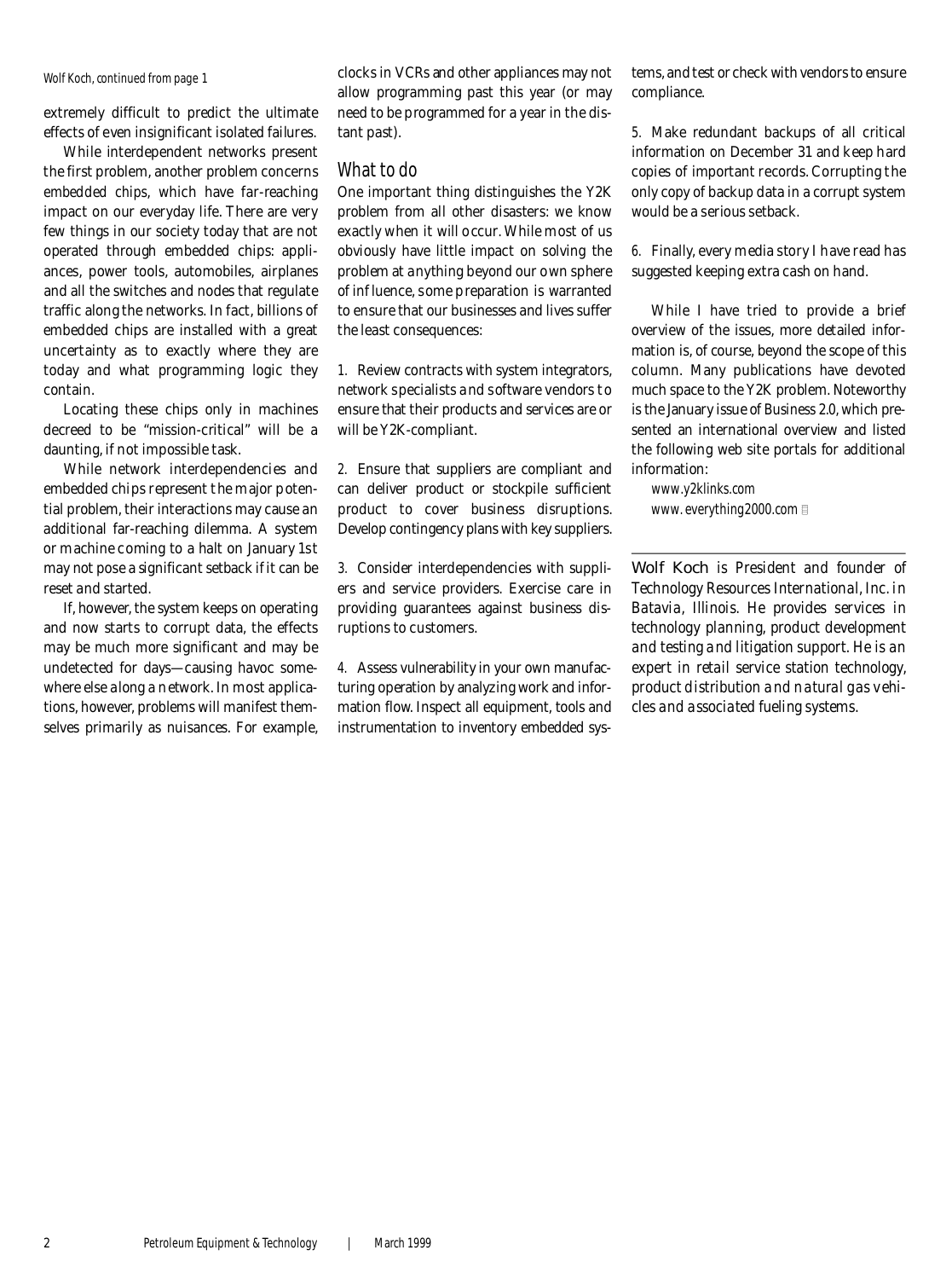*Wolf Koch, continued from page 1*

extremely difficult to predict the ultimate effects of even insignificant isolated failures.

While interdependent networks present the first problem, another problem concerns embedded chips, which have far-reaching impact on our everyday life. There are very few things in our society today that are not operated through embedded chips: appliances, power tools, automobiles, airplanes and all the switches and nodes that regulate traffic along the networks. In fact, billions of embedded chips are installed with a great uncertainty as to exactly where they are today and what programming logic they contain.

Locating these chips only in machines decreed to be "mission-critical" will be a daunting, if not impossible task.

While network interdependencies and embedded chips represent the major potential problem, their interactions may cause an additional far-reaching dilemma. A system or machine coming to a halt on January 1st may not pose a significant setback if it can be reset and started.

If, however, the system keeps on operating and now starts to corrupt data, the effects may be much more significant and may be undetected for days—causing havoc somewhere else along a network. In most applications, however, problems will manifest themselves primarily as nuisances. For example, clocks in VCRs and other appliances may not allow programming past this year (or may need to be programmed for a year in the distant past).

## What to do

One important thing distinguishes the Y2K problem from all other disasters: we know exactly when it will occur. While most of us obviously have little impact on solving the problem at anything beyond our own sphere of influence, some preparation is warranted to ensure that our businesses and lives suffer the least consequences:

1. Review contracts with system integrators, network specialists and software vendors to ensure that their products and services are or will be Y2K-compliant.

2. Ensure that suppliers are compliant and can deliver product or stockpile sufficient product to cover business disruptions. Develop contingency plans with key suppliers.

3. Consider interdependencies with suppliers and service providers. Exercise care in providing guarantees against business disruptions to customers.

4. Assess vulnerability in your own manufacturing operation by analyzing work and information flow. Inspect all equipment, tools and instrumentation to inventory embedded systems, and test or check with vendors to ensure compliance.

5. Make redundant backups of all critical information on December 31 and keep hard copies of important records. Corrupting the only copy of backup data in a corrupt system would be a serious setback.

6. Finally, every media story I have read has suggested keeping extra cash on hand.

While I have tried to provide a brief overview of the issues, more detailed information is, of course, beyond the scope of this column. Many publications have devoted much space to the Y2K problem. Noteworthy is the January issue of *Business 2.0*, which presented an international overview and listed the following web site portals for additional information:

*www.y2klinks.com*
*www. everything2000.com*

---

Wolf Koch *is President and founder of Technology Resources International, Inc. in Batavia, Illinois. He provides services in technology planning, product development and testing and litigation support. He is an expert in retail service station technology, product distribution and natural gas vehicles and associated fueling systems.*